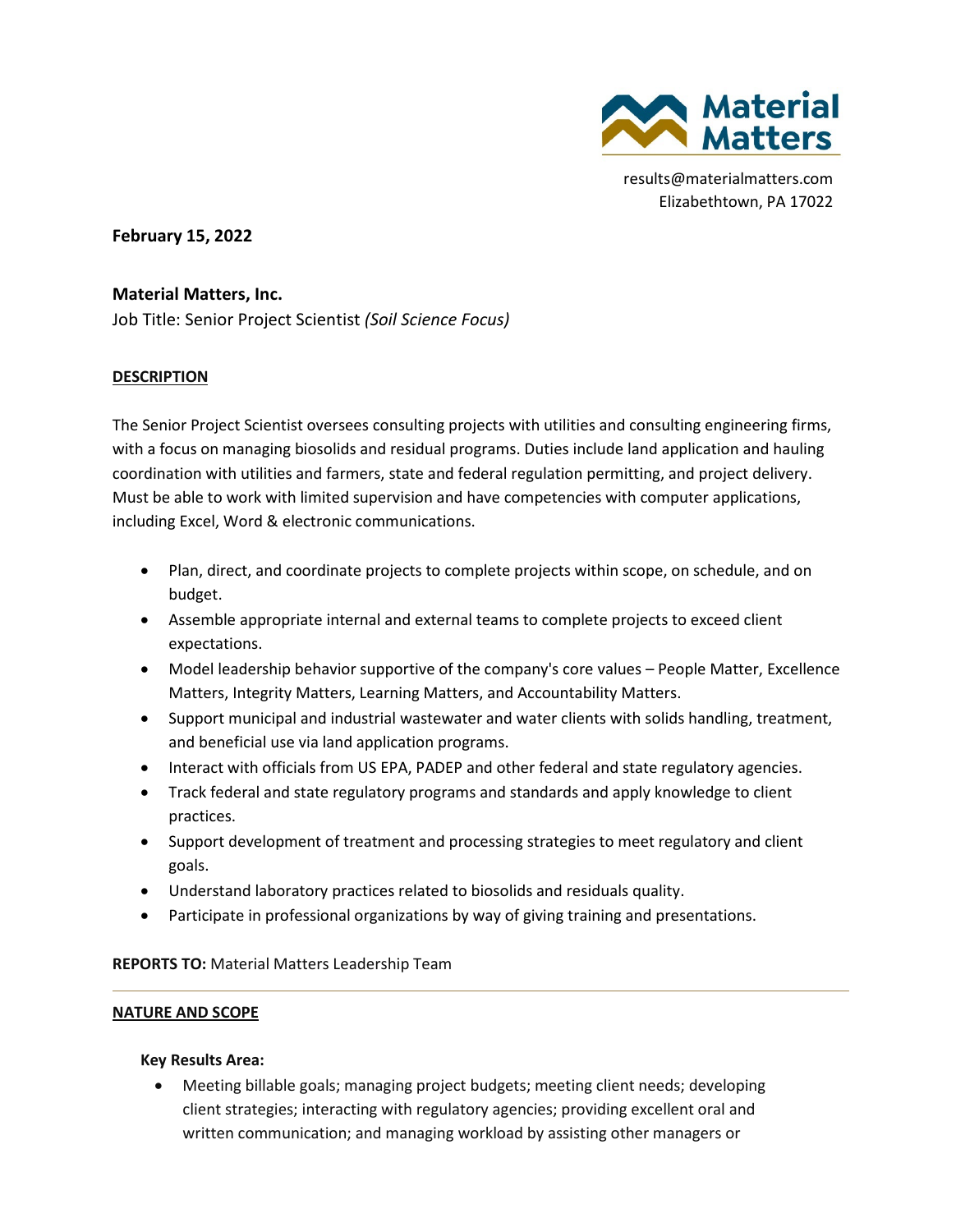Material Matters

results@materialmatters.com
Elizabethtown, PA 17022

**February 15, 2022**

**Material Matters, Inc.**
Job Title: Senior Project Scientist *(Soil Science Focus)*

**DESCRIPTION**

The Senior Project Scientist oversees consulting projects with utilities and consulting engineering firms, with a focus on managing biosolids and residual programs. Duties include land application and hauling coordination with utilities and farmers, state and federal regulation permitting, and project delivery. Must be able to work with limited supervision and have competencies with computer applications, including Excel, Word & electronic communications.

- Plan, direct, and coordinate projects to complete projects within scope, on schedule, and on budget.
- Assemble appropriate internal and external teams to complete projects to exceed client expectations.
- Model leadership behavior supportive of the company's core values – People Matter, Excellence Matters, Integrity Matters, Learning Matters, and Accountability Matters.
- Support municipal and industrial wastewater and water clients with solids handling, treatment, and beneficial use via land application programs.
- Interact with officials from US EPA, PADEP and other federal and state regulatory agencies.
- Track federal and state regulatory programs and standards and apply knowledge to client practices.
- Support development of treatment and processing strategies to meet regulatory and client goals.
- Understand laboratory practices related to biosolids and residuals quality.
- Participate in professional organizations by way of giving training and presentations.

**REPORTS TO:** Material Matters Leadership Team

---

**NATURE AND SCOPE**

**Key Results Area:**

- Meeting billable goals; managing project budgets; meeting client needs; developing client strategies; interacting with regulatory agencies; providing excellent oral and written communication; and managing workload by assisting other managers or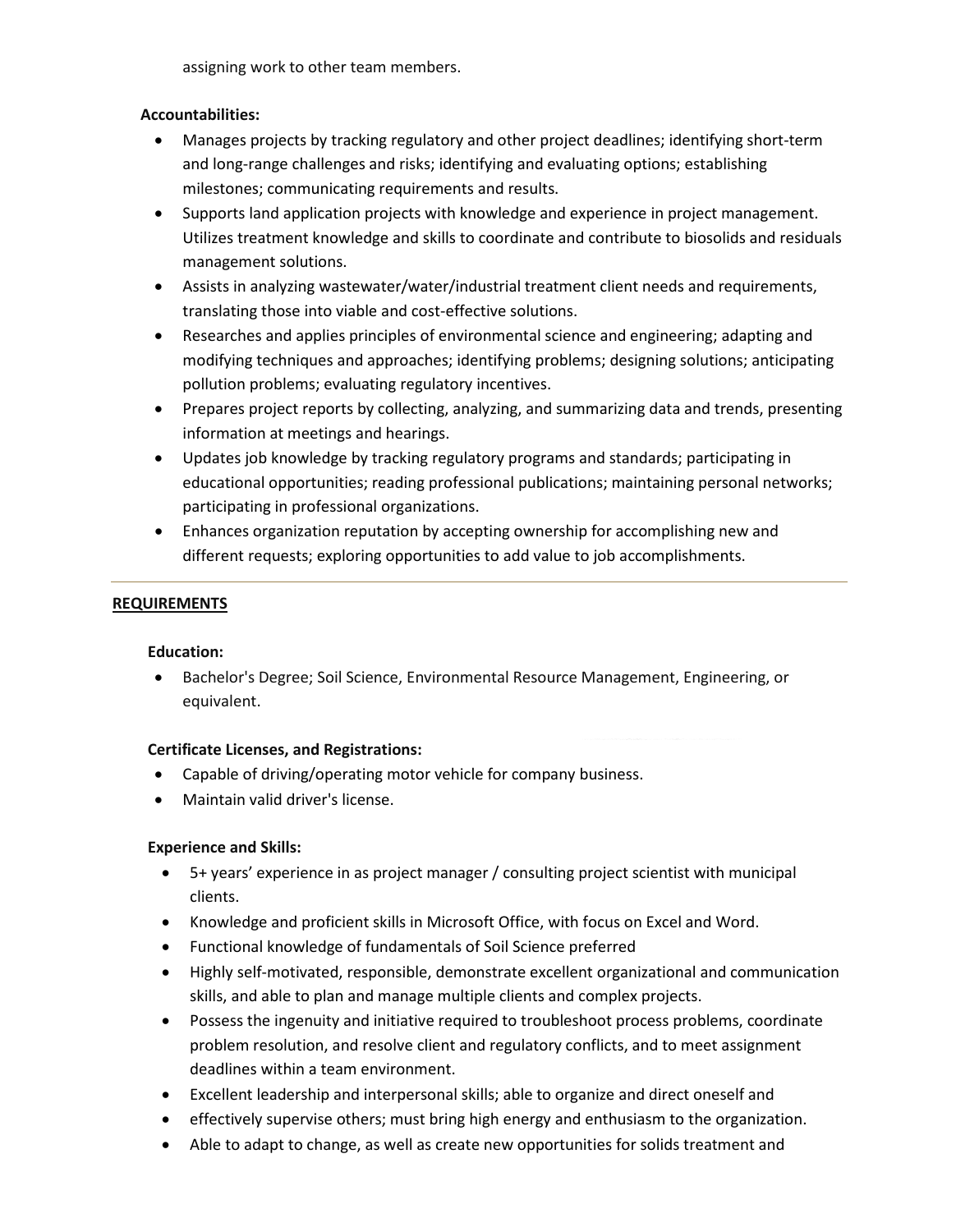assigning work to other team members.

**Accountabilities:**

- Manages projects by tracking regulatory and other project deadlines; identifying short-term and long-range challenges and risks; identifying and evaluating options; establishing milestones; communicating requirements and results.
- Supports land application projects with knowledge and experience in project management. Utilizes treatment knowledge and skills to coordinate and contribute to biosolids and residuals management solutions.
- Assists in analyzing wastewater/water/industrial treatment client needs and requirements, translating those into viable and cost-effective solutions.
- Researches and applies principles of environmental science and engineering; adapting and modifying techniques and approaches; identifying problems; designing solutions; anticipating pollution problems; evaluating regulatory incentives.
- Prepares project reports by collecting, analyzing, and summarizing data and trends, presenting information at meetings and hearings.
- Updates job knowledge by tracking regulatory programs and standards; participating in educational opportunities; reading professional publications; maintaining personal networks; participating in professional organizations.
- Enhances organization reputation by accepting ownership for accomplishing new and different requests; exploring opportunities to add value to job accomplishments.

---

## REQUIREMENTS

**Education:**

- Bachelor's Degree; Soil Science, Environmental Resource Management, Engineering, or equivalent.

**Certificate Licenses, and Registrations:**

- Capable of driving/operating motor vehicle for company business.
- Maintain valid driver's license.

**Experience and Skills:**

- 5+ years' experience in as project manager / consulting project scientist with municipal clients.
- Knowledge and proficient skills in Microsoft Office, with focus on Excel and Word.
- Functional knowledge of fundamentals of Soil Science preferred
- Highly self-motivated, responsible, demonstrate excellent organizational and communication skills, and able to plan and manage multiple clients and complex projects.
- Possess the ingenuity and initiative required to troubleshoot process problems, coordinate problem resolution, and resolve client and regulatory conflicts, and to meet assignment deadlines within a team environment.
- Excellent leadership and interpersonal skills; able to organize and direct oneself and
- effectively supervise others; must bring high energy and enthusiasm to the organization.
- Able to adapt to change, as well as create new opportunities for solids treatment and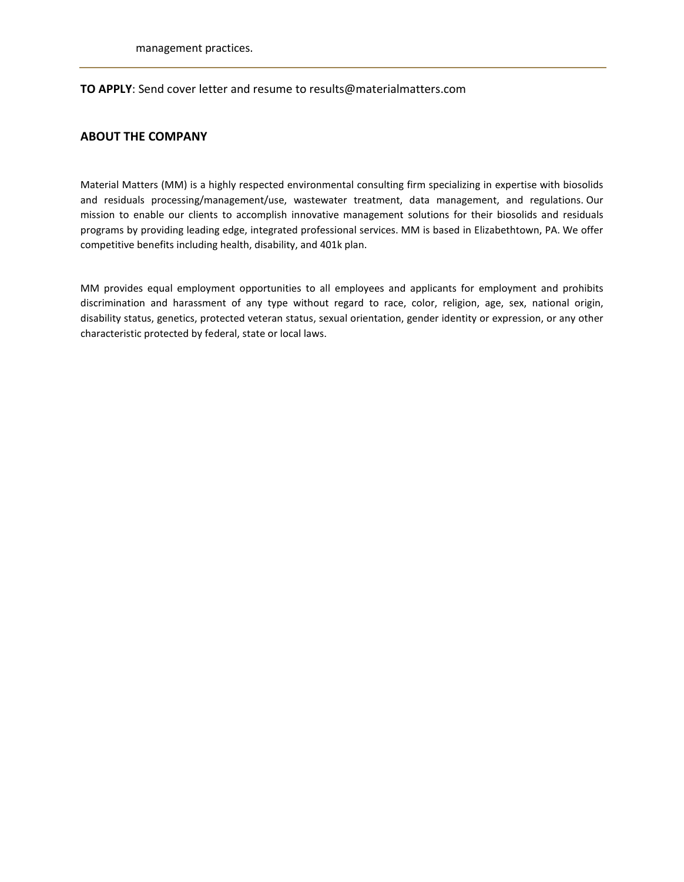management practices.

---

**TO APPLY**: Send cover letter and resume to results@materialmatters.com

## ABOUT THE COMPANY

Material Matters (MM) is a highly respected environmental consulting firm specializing in expertise with biosolids and residuals processing/management/use, wastewater treatment, data management, and regulations. Our mission to enable our clients to accomplish innovative management solutions for their biosolids and residuals programs by providing leading edge, integrated professional services. MM is based in Elizabethtown, PA. We offer competitive benefits including health, disability, and 401k plan.

MM provides equal employment opportunities to all employees and applicants for employment and prohibits discrimination and harassment of any type without regard to race, color, religion, age, sex, national origin, disability status, genetics, protected veteran status, sexual orientation, gender identity or expression, or any other characteristic protected by federal, state or local laws.